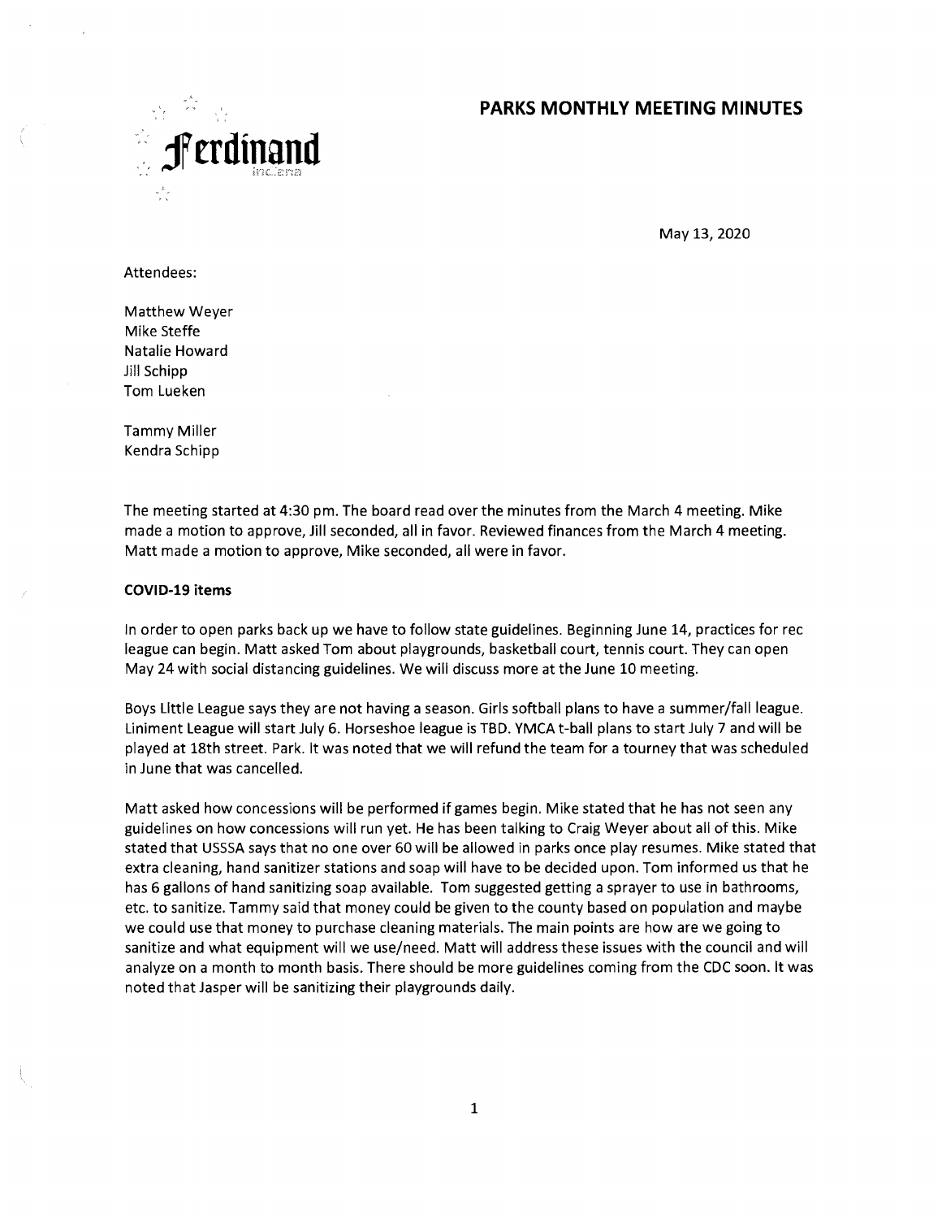Ferdinand

Indiana

# PARKS MONTHLY MEETING MINUTES

May 13, 2020

Attendees:

Matthew Weyer
Mike Steffe
Natalie Howard
Jill Schipp
Tom Lueken

Tammy Miller
Kendra Schipp

The meeting started at 4:30 pm. The board read over the minutes from the March 4 meeting. Mike made a motion to approve, Jill seconded, all in favor. Reviewed finances from the March 4 meeting. Matt made a motion to approve, Mike seconded, all were in favor.

**COVID-19 items**

In order to open parks back up we have to follow state guidelines. Beginning June 14, practices for rec league can begin. Matt asked Tom about playgrounds, basketball court, tennis court. They can open May 24 with social distancing guidelines. We will discuss more at the June 10 meeting.

Boys Little League says they are not having a season. Girls softball plans to have a summer/fall league. Liniment League will start July 6. Horseshoe league is TBD. YMCA t-ball plans to start July 7 and will be played at 18th street. Park. It was noted that we will refund the team for a tourney that was scheduled in June that was cancelled.

Matt asked how concessions will be performed if games begin. Mike stated that he has not seen any guidelines on how concessions will run yet. He has been talking to Craig Weyer about all of this. Mike stated that USSSA says that no one over 60 will be allowed in parks once play resumes. Mike stated that extra cleaning, hand sanitizer stations and soap will have to be decided upon. Tom informed us that he has 6 gallons of hand sanitizing soap available. Tom suggested getting a sprayer to use in bathrooms, etc. to sanitize. Tammy said that money could be given to the county based on population and maybe we could use that money to purchase cleaning materials. The main points are how are we going to sanitize and what equipment will we use/need. Matt will address these issues with the council and will analyze on a month to month basis. There should be more guidelines coming from the CDC soon. It was noted that Jasper will be sanitizing their playgrounds daily.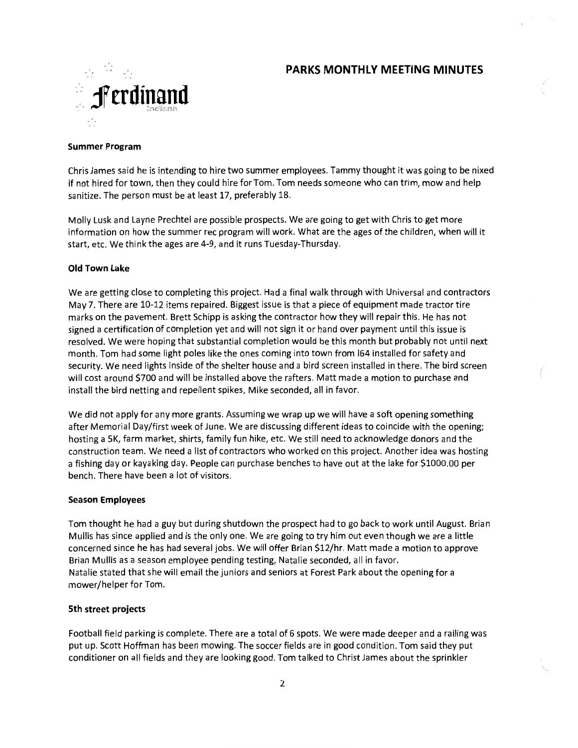# PARKS MONTHLY MEETING MINUTES

### Summer Program

Chris James said he is intending to hire two summer employees. Tammy thought it was going to be nixed if not hired for town, then they could hire for Tom. Tom needs someone who can trim, mow and help sanitize. The person must be at least 17, preferably 18.

Molly Lusk and Layne Prechtel are possible prospects. We are going to get with Chris to get more information on how the summer rec program will work. What are the ages of the children, when will it start, etc. We think the ages are 4-9, and it runs Tuesday-Thursday.

### Old Town Lake

We are getting close to completing this project. Had a final walk through with Universal and contractors May 7. There are 10-12 items repaired. Biggest issue is that a piece of equipment made tractor tire marks on the pavement. Brett Schipp is asking the contractor how they will repair this. He has not signed a certification of completion yet and will not sign it or hand over payment until this issue is resolved. We were hoping that substantial completion would be this month but probably not until next month. Tom had some light poles like the ones coming into town from I64 installed for safety and security. We need lights inside of the shelter house and a bird screen installed in there. The bird screen will cost around $700 and will be installed above the rafters. Matt made a motion to purchase and install the bird netting and repellent spikes, Mike seconded, all in favor.

We did not apply for any more grants. Assuming we wrap up we will have a soft opening something after Memorial Day/first week of June. We are discussing different ideas to coincide with the opening; hosting a 5K, farm market, shirts, family fun hike, etc. We still need to acknowledge donors and the construction team. We need a list of contractors who worked on this project. Another idea was hosting a fishing day or kayaking day. People can purchase benches to have out at the lake for $1000.00 per bench. There have been a lot of visitors.

### Season Employees

Tom thought he had a guy but during shutdown the prospect had to go back to work until August. Brian Mullis has since applied and is the only one. We are going to try him out even though we are a little concerned since he has had several jobs. We will offer Brian $12/hr. Matt made a motion to approve Brian Mullis as a season employee pending testing, Natalie seconded, all in favor.
Natalie stated that she will email the juniors and seniors at Forest Park about the opening for a mower/helper for Tom.

### 5th street projects

Football field parking is complete. There are a total of 6 spots. We were made deeper and a railing was put up. Scott Hoffman has been mowing. The soccer fields are in good condition. Tom said they put conditioner on all fields and they are looking good. Tom talked to Christ James about the sprinkler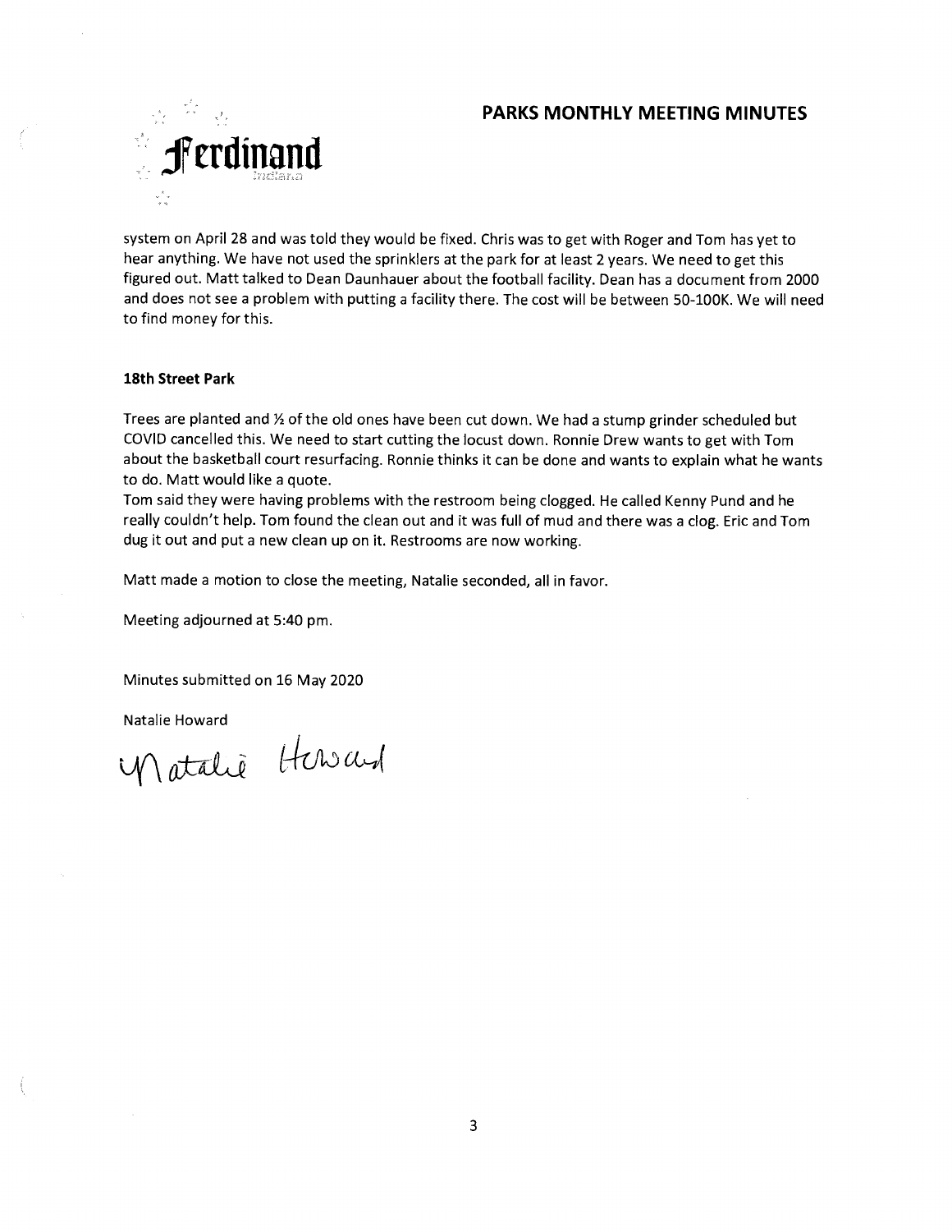system on April 28 and was told they would be fixed. Chris was to get with Roger and Tom has yet to hear anything. We have not used the sprinklers at the park for at least 2 years. We need to get this figured out. Matt talked to Dean Daunhauer about the football facility. Dean has a document from 2000 and does not see a problem with putting a facility there. The cost will be between 50-100K. We will need to find money for this.

**18th Street Park**

Trees are planted and ½ of the old ones have been cut down. We had a stump grinder scheduled but COVID cancelled this. We need to start cutting the locust down. Ronnie Drew wants to get with Tom about the basketball court resurfacing. Ronnie thinks it can be done and wants to explain what he wants to do. Matt would like a quote.

Tom said they were having problems with the restroom being clogged. He called Kenny Pund and he really couldn't help. Tom found the clean out and it was full of mud and there was a clog. Eric and Tom dug it out and put a new clean up on it. Restrooms are now working.

Matt made a motion to close the meeting, Natalie seconded, all in favor.

Meeting adjourned at 5:40 pm.

Minutes submitted on 16 May 2020

Natalie Howard

Natalie Howard